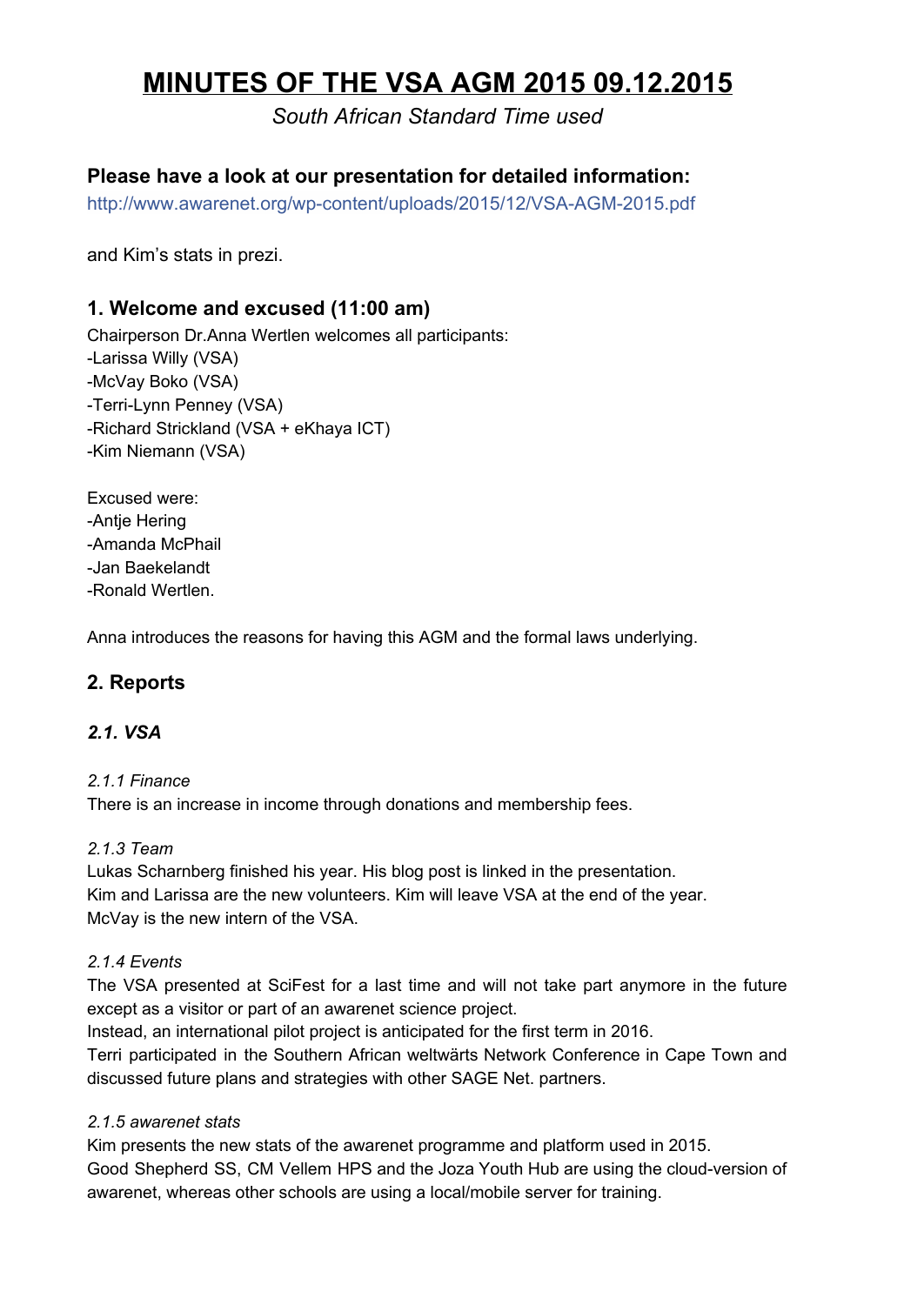# MINUTES OF THE VSA AGM 2015 09.12.2015

*South African Standard Time used*

### Please have a look at our presentation for detailed information:

http://www.awarenet.org/wp-content/uploads/2015/12/VSA-AGM-2015.pdf

and Kim's stats in prezi.

### 1. Welcome and excused (11:00 am)

Chairperson Dr.Anna Wertlen welcomes all participants:
-Larissa Willy (VSA)
-McVay Boko (VSA)
-Terri-Lynn Penney (VSA)
-Richard Strickland (VSA + eKhaya ICT)
-Kim Niemann (VSA)

Excused were:
-Antje Hering
-Amanda McPhail
-Jan Baekelandt
-Ronald Wertlen.

Anna introduces the reasons for having this AGM and the formal laws underlying.

### 2. Reports

#### *2.1. VSA*

*2.1.1 Finance*
There is an increase in income through donations and membership fees.

*2.1.3 Team*
Lukas Scharnberg finished his year. His blog post is linked in the presentation.
Kim and Larissa are the new volunteers. Kim will leave VSA at the end of the year.
McVay is the new intern of the VSA.

*2.1.4 Events*
The VSA presented at SciFest for a last time and will not take part anymore in the future except as a visitor or part of an awarenet science project.
Instead, an international pilot project is anticipated for the first term in 2016.
Terri participated in the Southern African weltwärts Network Conference in Cape Town and discussed future plans and strategies with other SAGE Net. partners.

*2.1.5 awarenet stats*
Kim presents the new stats of the awarenet programme and platform used in 2015.
Good Shepherd SS, CM Vellem HPS and the Joza Youth Hub are using the cloud-version of awarenet, whereas other schools are using a local/mobile server for training.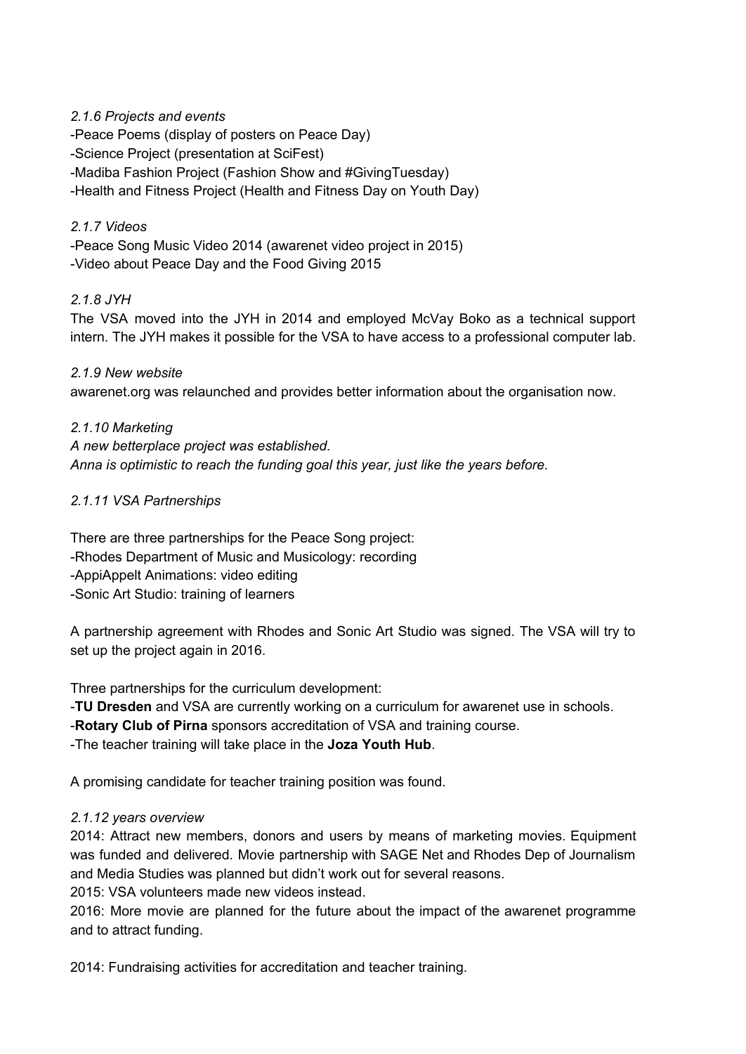*2.1.6 Projects and events*

-Peace Poems (display of posters on Peace Day)
-Science Project (presentation at SciFest)
-Madiba Fashion Project (Fashion Show and #GivingTuesday)
-Health and Fitness Project (Health and Fitness Day on Youth Day)

*2.1.7 Videos*

-Peace Song Music Video 2014 (awarenet video project in 2015)
-Video about Peace Day and the Food Giving 2015

*2.1.8 JYH*

The VSA moved into the JYH in 2014 and employed McVay Boko as a technical support intern. The JYH makes it possible for the VSA to have access to a professional computer lab.

*2.1.9 New website*

awarenet.org was relaunched and provides better information about the organisation now.

*2.1.10 Marketing*

*A new betterplace project was established.*
*Anna is optimistic to reach the funding goal this year, just like the years before.*

*2.1.11 VSA Partnerships*

There are three partnerships for the Peace Song project:
-Rhodes Department of Music and Musicology: recording
-AppiAppelt Animations: video editing
-Sonic Art Studio: training of learners

A partnership agreement with Rhodes and Sonic Art Studio was signed. The VSA will try to set up the project again in 2016.

Three partnerships for the curriculum development:
-**TU Dresden** and VSA are currently working on a curriculum for awarenet use in schools.
-**Rotary Club of Pirna** sponsors accreditation of VSA and training course.
-The teacher training will take place in the **Joza Youth Hub**.

A promising candidate for teacher training position was found.

*2.1.12 years overview*

2014: Attract new members, donors and users by means of marketing movies. Equipment was funded and delivered. Movie partnership with SAGE Net and Rhodes Dep of Journalism and Media Studies was planned but didn't work out for several reasons.
2015: VSA volunteers made new videos instead.
2016: More movie are planned for the future about the impact of the awarenet programme and to attract funding.

2014: Fundraising activities for accreditation and teacher training.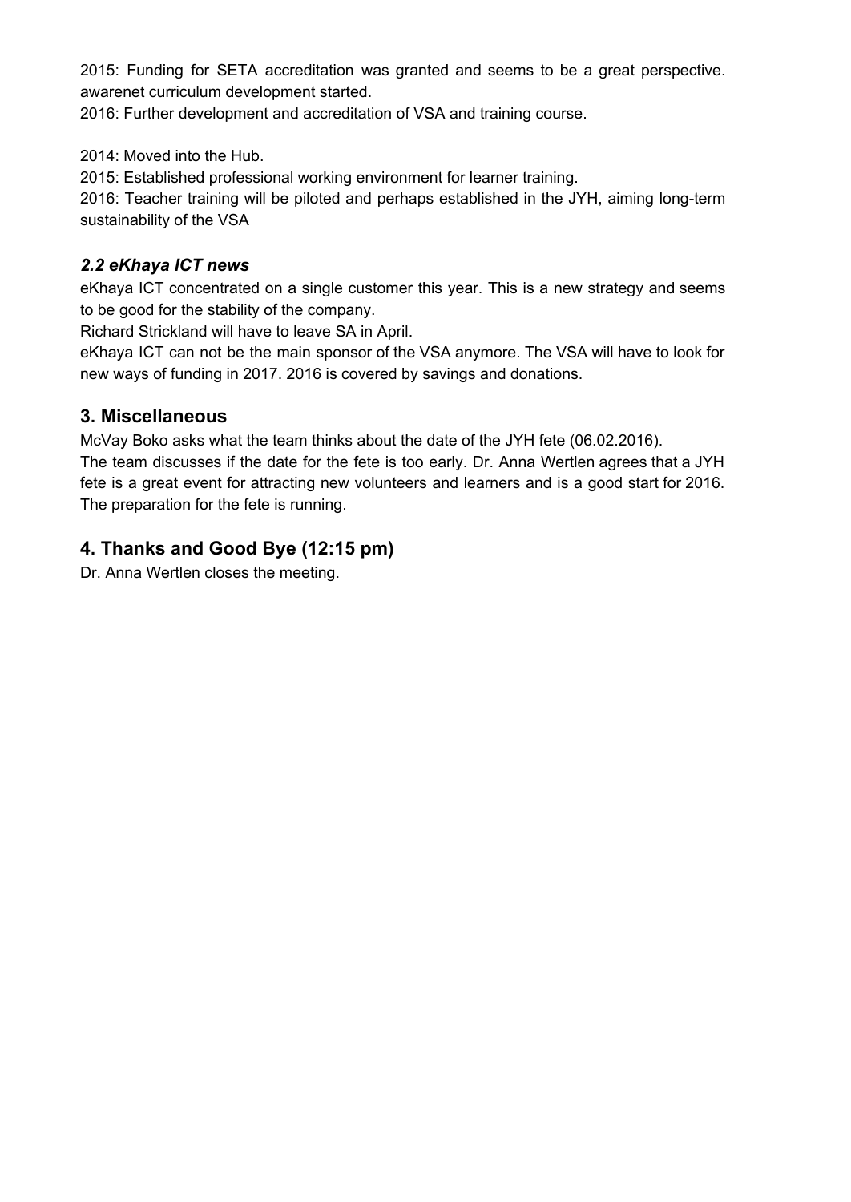2015: Funding for SETA accreditation was granted and seems to be a great perspective. awarenet curriculum development started.
2016: Further development and accreditation of VSA and training course.

2014: Moved into the Hub.
2015: Established professional working environment for learner training.
2016: Teacher training will be piloted and perhaps established in the JYH, aiming long-term sustainability of the VSA

### *2.2 eKhaya ICT news*

eKhaya ICT concentrated on a single customer this year. This is a new strategy and seems to be good for the stability of the company.
Richard Strickland will have to leave SA in April.
eKhaya ICT can not be the main sponsor of the VSA anymore. The VSA will have to look for new ways of funding in 2017. 2016 is covered by savings and donations.

## 3. Miscellaneous

McVay Boko asks what the team thinks about the date of the JYH fete (06.02.2016).
The team discusses if the date for the fete is too early. Dr. Anna Wertlen agrees that a JYH fete is a great event for attracting new volunteers and learners and is a good start for 2016. The preparation for the fete is running.

## 4. Thanks and Good Bye (12:15 pm)

Dr. Anna Wertlen closes the meeting.